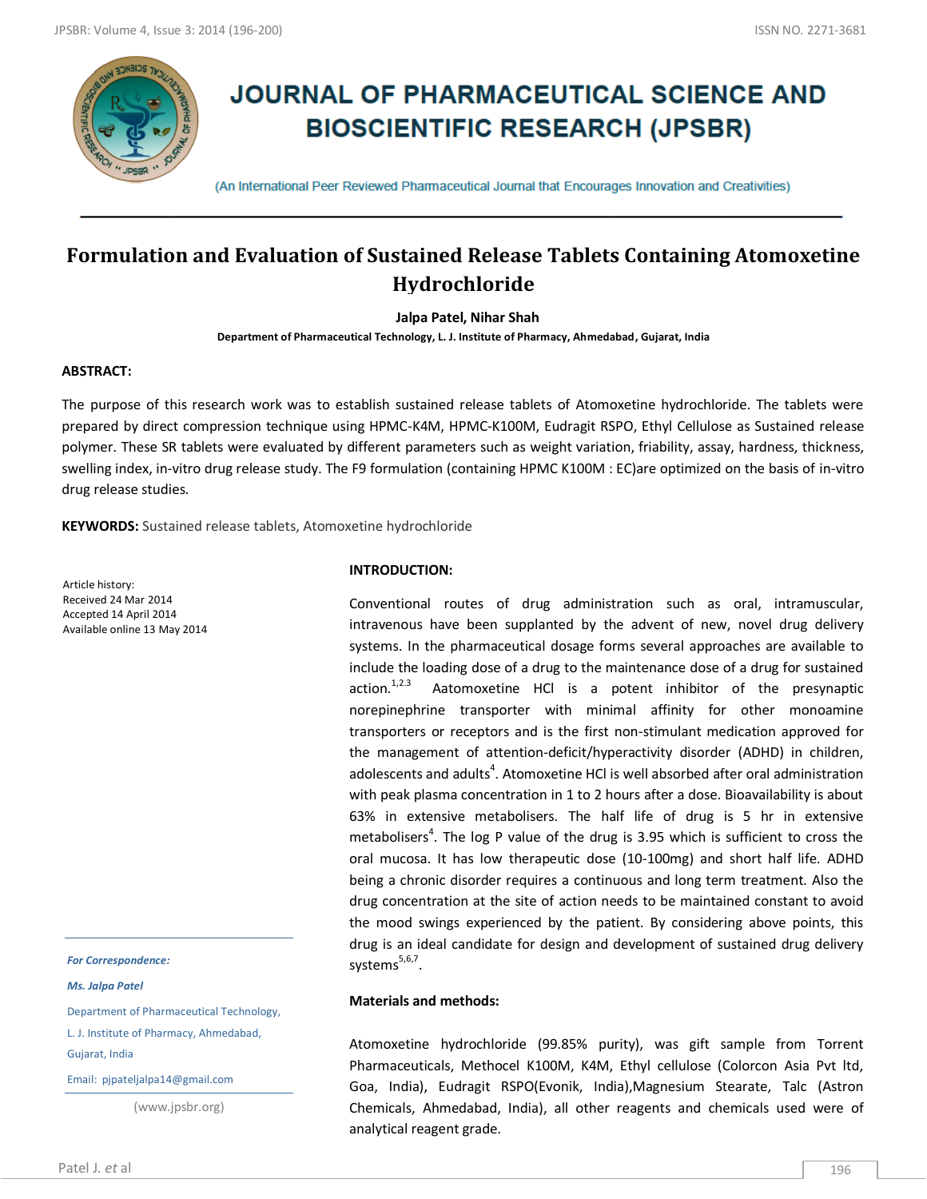# JOURNAL OF PHARMACEUTICAL SCIENCE AND BIOSCIENTIFIC RESEARCH (JPSBR)

(An International Peer Reviewed Pharmaceutical Journal that Encourages Innovation and Creativities)

## Formulation and Evaluation of Sustained Release Tablets Containing Atomoxetine Hydrochloride

**Jalpa Patel, Nihar Shah**

**Department of Pharmaceutical Technology, L. J. Institute of Pharmacy, Ahmedabad, Gujarat, India**

### ABSTRACT:

The purpose of this research work was to establish sustained release tablets of Atomoxetine hydrochloride. The tablets were prepared by direct compression technique using HPMC-K4M, HPMC-K100M, Eudragit RSPO, Ethyl Cellulose as Sustained release polymer. These SR tablets were evaluated by different parameters such as weight variation, friability, assay, hardness, thickness, swelling index, in-vitro drug release study. The F9 formulation (containing HPMC K100M : EC)are optimized on the basis of in-vitro drug release studies.

**KEYWORDS:** Sustained release tablets, Atomoxetine hydrochloride

Article history:
Received 24 Mar 2014
Accepted 14 April 2014
Available online 13 May 2014

***For Correspondence:***

***Ms. Jalpa Patel***

*Department of Pharmaceutical Technology, L. J. Institute of Pharmacy, Ahmedabad, Gujarat, India*

*Email: pjpateljalpa14@gmail.com*

(www.jpsbr.org)

### INTRODUCTION:

Conventional routes of drug administration such as oral, intramuscular, intravenous have been supplanted by the advent of new, novel drug delivery systems. In the pharmaceutical dosage forms several approaches are available to include the loading dose of a drug to the maintenance dose of a drug for sustained action.[1,2,3] Aatomoxetine HCl is a potent inhibitor of the presynaptic norepinephrine transporter with minimal affinity for other monoamine transporters or receptors and is the first non-stimulant medication approved for the management of attention-deficit/hyperactivity disorder (ADHD) in children, adolescents and adults[4]. Atomoxetine HCl is well absorbed after oral administration with peak plasma concentration in 1 to 2 hours after a dose. Bioavailability is about 63% in extensive metabolisers. The half life of drug is 5 hr in extensive metabolisers[4]. The log P value of the drug is 3.95 which is sufficient to cross the oral mucosa. It has low therapeutic dose (10-100mg) and short half life. ADHD being a chronic disorder requires a continuous and long term treatment. Also the drug concentration at the site of action needs to be maintained constant to avoid the mood swings experienced by the patient. By considering above points, this drug is an ideal candidate for design and development of sustained drug delivery systems[5,6,7].

### Materials and methods:

Atomoxetine hydrochloride (99.85% purity), was gift sample from Torrent Pharmaceuticals, Methocel K100M, K4M, Ethyl cellulose (Colorcon Asia Pvt ltd, Goa, India), Eudragit RSPO(Evonik, India),Magnesium Stearate, Talc (Astron Chemicals, Ahmedabad, India), all other reagents and chemicals used were of analytical reagent grade.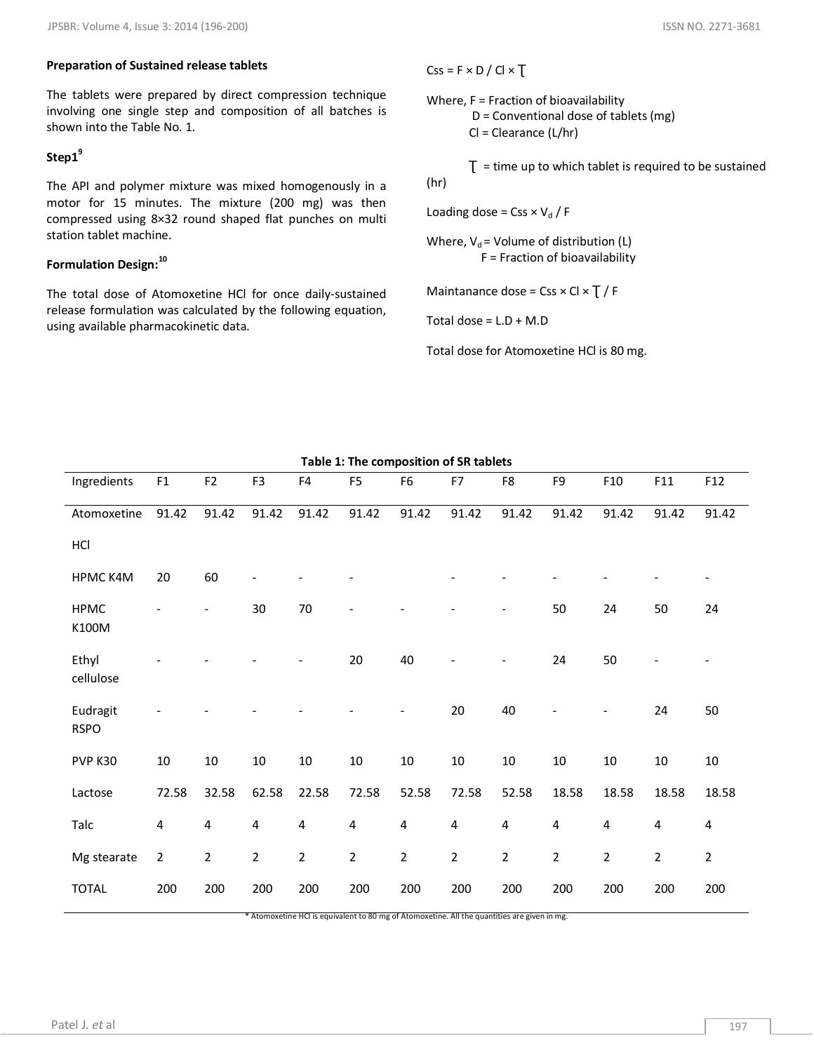**Preparation of Sustained release tablets**

The tablets were prepared by direct compression technique involving one single step and composition of all batches is shown into the Table No. 1.

**Step1[9]**

The API and polymer mixture was mixed homogenously in a motor for 15 minutes. The mixture (200 mg) was then compressed using 8×32 round shaped flat punches on multi station tablet machine.

**Formulation Design:[10]**

The total dose of Atomoxetine HCl for once daily-sustained release formulation was calculated by the following equation, using available pharmacokinetic data.

$$Css = F \times D / Cl \times \tau$$

Where, F = Fraction of bioavailability
D = Conventional dose of tablets (mg)
Cl = Clearance (L/hr)

$\tau$ = time up to which tablet is required to be sustained (hr)

$$\text{Loading dose} = Css \times V_d / F$$

Where, $V_d$ = Volume of distribution (L)
F = Fraction of bioavailability

$$\text{Maintanance dose} = Css \times Cl \times \tau / F$$

Total dose = L.D + M.D

Total dose for Atomoxetine HCl is 80 mg.

**Table 1: The composition of SR tablets**

| Ingredients | F1 | F2 | F3 | F4 | F5 | F6 | F7 | F8 | F9 | F10 | F11 | F12 |
|---|---|---|---|---|---|---|---|---|---|---|---|---|
| Atomoxetine HCl | 91.42 | 91.42 | 91.42 | 91.42 | 91.42 | 91.42 | 91.42 | 91.42 | 91.42 | 91.42 | 91.42 | 91.42 |
| HPMC K4M | 20 | 60 | - | - | - | | - | - | - | - | - | - |
| HPMC K100M | - | - | 30 | 70 | - | - | - | - | 50 | 24 | 50 | 24 |
| Ethyl cellulose | - | - | - | - | 20 | 40 | - | - | 24 | 50 | - | - |
| Eudragit RSPO | - | - | - | - | - | - | 20 | 40 | - | - | 24 | 50 |
| PVP K30 | 10 | 10 | 10 | 10 | 10 | 10 | 10 | 10 | 10 | 10 | 10 | 10 |
| Lactose | 72.58 | 32.58 | 62.58 | 22.58 | 72.58 | 52.58 | 72.58 | 52.58 | 18.58 | 18.58 | 18.58 | 18.58 |
| Talc | 4 | 4 | 4 | 4 | 4 | 4 | 4 | 4 | 4 | 4 | 4 | 4 |
| Mg stearate | 2 | 2 | 2 | 2 | 2 | 2 | 2 | 2 | 2 | 2 | 2 | 2 |
| TOTAL | 200 | 200 | 200 | 200 | 200 | 200 | 200 | 200 | 200 | 200 | 200 | 200 |

\* Atomoxetine HCl is equivalent to 80 mg of Atomoxetine. All the quantities are given in mg.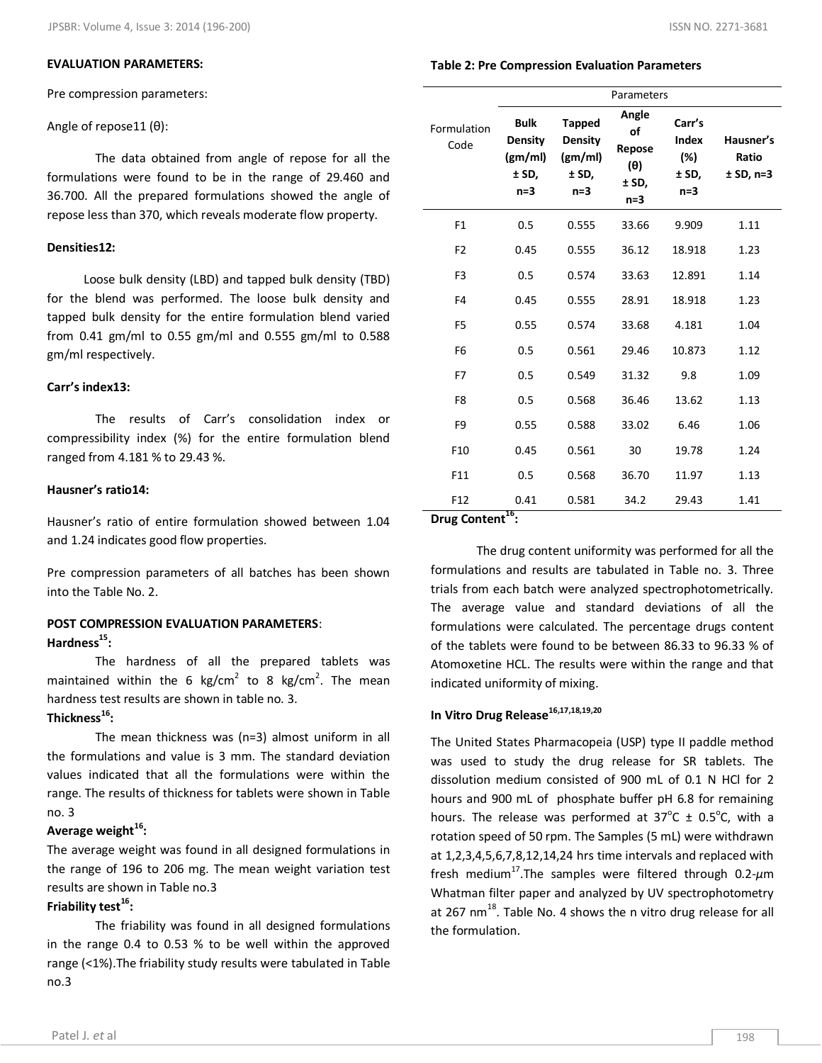**EVALUATION PARAMETERS:**

Pre compression parameters:

Angle of repose11 (θ):

The data obtained from angle of repose for all the formulations were found to be in the range of 29.460 and 36.700. All the prepared formulations showed the angle of repose less than 370, which reveals moderate flow property.

**Densities12:**

Loose bulk density (LBD) and tapped bulk density (TBD) for the blend was performed. The loose bulk density and tapped bulk density for the entire formulation blend varied from 0.41 gm/ml to 0.55 gm/ml and 0.555 gm/ml to 0.588 gm/ml respectively.

**Carr's index13:**

The results of Carr's consolidation index or compressibility index (%) for the entire formulation blend ranged from 4.181 % to 29.43 %.

**Hausner's ratio14:**

Hausner's ratio of entire formulation showed between 1.04 and 1.24 indicates good flow properties.

Pre compression parameters of all batches has been shown into the Table No. 2.

**Table 2: Pre Compression Evaluation Parameters**

| Formulation Code | Parameters | | | | |
|---|---|---|---|---|---|
| | Bulk Density (gm/ml) ± SD, n=3 | Tapped Density (gm/ml) ± SD, n=3 | Angle of Repose (θ) ± SD, n=3 | Carr's Index (%) ± SD, n=3 | Hausner's Ratio ± SD, n=3 |
| F1 | 0.5 | 0.555 | 33.66 | 9.909 | 1.11 |
| F2 | 0.45 | 0.555 | 36.12 | 18.918 | 1.23 |
| F3 | 0.5 | 0.574 | 33.63 | 12.891 | 1.14 |
| F4 | 0.45 | 0.555 | 28.91 | 18.918 | 1.23 |
| F5 | 0.55 | 0.574 | 33.68 | 4.181 | 1.04 |
| F6 | 0.5 | 0.561 | 29.46 | 10.873 | 1.12 |
| F7 | 0.5 | 0.549 | 31.32 | 9.8 | 1.09 |
| F8 | 0.5 | 0.568 | 36.46 | 13.62 | 1.13 |
| F9 | 0.55 | 0.588 | 33.02 | 6.46 | 1.06 |
| F10 | 0.45 | 0.561 | 30 | 19.78 | 1.24 |
| F11 | 0.5 | 0.568 | 36.70 | 11.97 | 1.13 |
| F12 | 0.41 | 0.581 | 34.2 | 29.43 | 1.41 |

**POST COMPRESSION EVALUATION PARAMETERS**:

**Hardness[15]:**

The hardness of all the prepared tablets was maintained within the 6 $kg/cm^2$ to 8 $kg/cm^2$. The mean hardness test results are shown in table no. 3.

**Thickness[16]:**

The mean thickness was (n=3) almost uniform in all the formulations and value is 3 mm. The standard deviation values indicated that all the formulations were within the range. The results of thickness for tablets were shown in Table no. 3

**Average weight[16]:**

The average weight was found in all designed formulations in the range of 196 to 206 mg. The mean weight variation test results are shown in Table no.3

**Friability test[16]:**

The friability was found in all designed formulations in the range 0.4 to 0.53 % to be well within the approved range (<1%).The friability study results were tabulated in Table no.3

**Drug Content[16]:**

The drug content uniformity was performed for all the formulations and results are tabulated in Table no. 3. Three trials from each batch were analyzed spectrophotometrically. The average value and standard deviations of all the formulations were calculated. The percentage drugs content of the tablets were found to be between 86.33 to 96.33 % of Atomoxetine HCL. The results were within the range and that indicated uniformity of mixing.

**In Vitro Drug Release[16,17,18,19,20]**

The United States Pharmacopeia (USP) type II paddle method was used to study the drug release for SR tablets. The dissolution medium consisted of 900 mL of 0.1 N HCl for 2 hours and 900 mL of phosphate buffer pH 6.8 for remaining hours. The release was performed at 37°C ± 0.5°C, with a rotation speed of 50 rpm. The Samples (5 mL) were withdrawn at 1,2,3,4,5,6,7,8,12,14,24 hrs time intervals and replaced with fresh medium[17].The samples were filtered through 0.2-$\mu$m Whatman filter paper and analyzed by UV spectrophotometry at 267 nm[18]. Table No. 4 shows the n vitro drug release for all the formulation.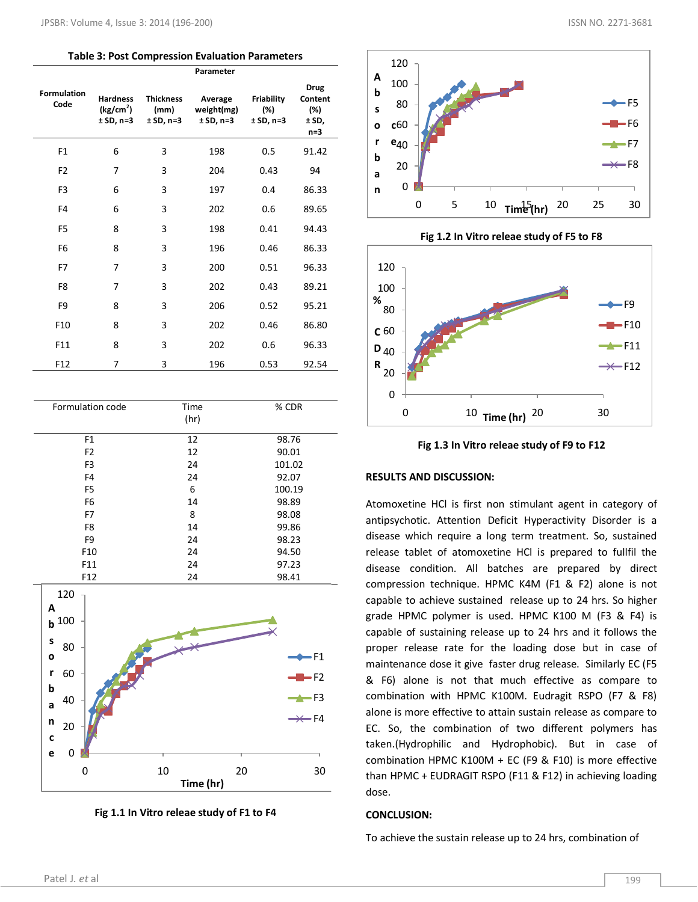**Table 3: Post Compression Evaluation Parameters**

| Formulation Code | Hardness (kg/cm$^2$) ± SD, n=3 | Thickness (mm) ± SD, n=3 | Average weight(mg) ± SD, n=3 | Friability (%) ± SD, n=3 | Drug Content (%) ± SD, n=3 |
|---|---|---|---|---|---|
| F1 | 6 | 3 | 198 | 0.5 | 91.42 |
| F2 | 7 | 3 | 204 | 0.43 | 94 |
| F3 | 6 | 3 | 197 | 0.4 | 86.33 |
| F4 | 6 | 3 | 202 | 0.6 | 89.65 |
| F5 | 8 | 3 | 198 | 0.41 | 94.43 |
| F6 | 8 | 3 | 196 | 0.46 | 86.33 |
| F7 | 7 | 3 | 200 | 0.51 | 96.33 |
| F8 | 7 | 3 | 202 | 0.43 | 89.21 |
| F9 | 8 | 3 | 206 | 0.52 | 95.21 |
| F10 | 8 | 3 | 202 | 0.46 | 86.80 |
| F11 | 8 | 3 | 202 | 0.6 | 96.33 |
| F12 | 7 | 3 | 196 | 0.53 | 92.54 |

| Formulation code | Time (hr) | % CDR |
|---|---|---|
| F1 | 12 | 98.76 |
| F2 | 12 | 90.01 |
| F3 | 24 | 101.02 |
| F4 | 24 | 92.07 |
| F5 | 6 | 100.19 |
| F6 | 14 | 98.89 |
| F7 | 8 | 98.08 |
| F8 | 14 | 99.86 |
| F9 | 24 | 98.23 |
| F10 | 24 | 94.50 |
| F11 | 24 | 97.23 |
| F12 | 24 | 98.41 |

**Fig 1.1 In Vitro releae study of F1 to F4**

**Fig 1.2 In Vitro releae study of F5 to F8**

**Fig 1.3 In Vitro releae study of F9 to F12**

## RESULTS AND DISCUSSION:

Atomoxetine HCl is first non stimulant agent in category of antipsychotic. Attention Deficit Hyperactivity Disorder is a disease which require a long term treatment. So, sustained release tablet of atomoxetine HCl is prepared to fullfil the disease condition. All batches are prepared by direct compression technique. HPMC K4M (F1 & F2) alone is not capable to achieve sustained release up to 24 hrs. So higher grade HPMC polymer is used. HPMC K100 M (F3 & F4) is capable of sustaining release up to 24 hrs and it follows the proper release rate for the loading dose but in case of maintenance dose it give faster drug release. Similarly EC (F5 & F6) alone is not that much effective as compare to combination with HPMC K100M. Eudragit RSPO (F7 & F8) alone is more effective to attain sustain release as compare to EC. So, the combination of two different polymers has taken.(Hydrophilic and Hydrophobic). But in case of combination HPMC K100M + EC (F9 & F10) is more effective than HPMC + EUDRAGIT RSPO (F11 & F12) in achieving loading dose.

## CONCLUSION:

To achieve the sustain release up to 24 hrs, combination of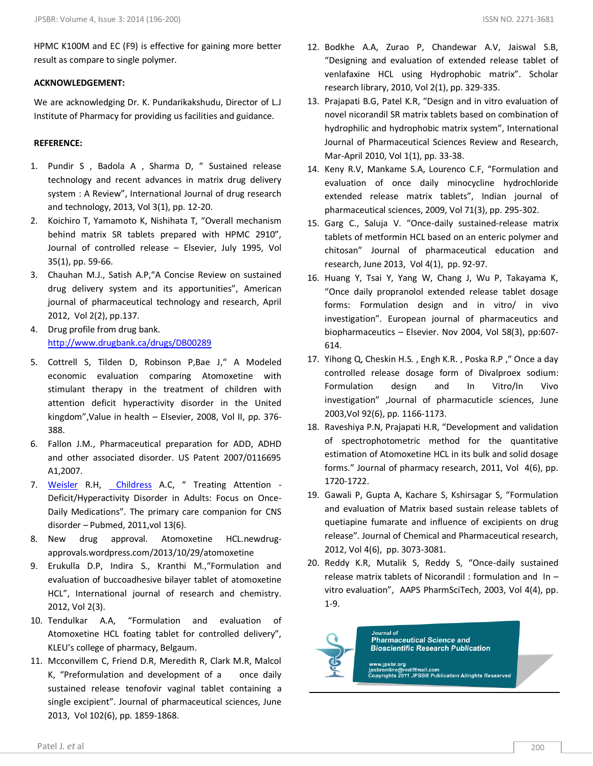HPMC K100M and EC (F9) is effective for gaining more better result as compare to single polymer.

**ACKNOWLEDGEMENT:**

We are acknowledging Dr. K. Pundarikakshudu, Director of L.J Institute of Pharmacy for providing us facilities and guidance.

**REFERENCE:**

1. Pundir S , Badola A , Sharma D, " Sustained release technology and recent advances in matrix drug delivery system : A Review", International Journal of drug research and technology, 2013, Vol 3(1), pp. 12-20.
2. Koichiro T, Yamamoto K, Nishihata T, "Overall mechanism behind matrix SR tablets prepared with HPMC 2910", Journal of controlled release – Elsevier, July 1995, Vol 35(1), pp. 59-66.
3. Chauhan M.J., Satish A.P,"A Concise Review on sustained drug delivery system and its apportionities", American journal of pharmaceutical technology and research, April 2012, Vol 2(2), pp.137.
4. Drug profile from drug bank. http://www.drugbank.ca/drugs/DB00289
5. Cottrell S, Tilden D, Robinson P,Bae J," A Modeled economic evaluation comparing Atomoxetine with stimulant therapy in the treatment of children with attention deficit hyperactivity disorder in the United kingdom",Value in health – Elsevier, 2008, Vol II, pp. 376-388.
6. Fallon J.M., Pharmaceutical preparation for ADD, ADHD and other associated disorder. US Patent 2007/0116695 A1,2007.
7. Weisler R.H, Childress A.C, " Treating Attention - Deficit/Hyperactivity Disorder in Adults: Focus on Once-Daily Medications". The primary care companion for CNS disorder – Pubmed, 2011,vol 13(6).
8. New drug approval. Atomoxetine HCL.newdrug-approvals.wordpress.com/2013/10/29/atomoxetine
9. Erukulla D.P, Indira S., Kranthi M.,"Formulation and evaluation of buccoadhesive bilayer tablet of atomoxetine HCL", International journal of research and chemistry. 2012, Vol 2(3).
10. Tendulkar A.A, "Formulation and evaluation of Atomoxetine HCL foating tablet for controlled delivery", KLEU's college of pharmacy, Belgaum.
11. Mcconvillem C, Friend D.R, Meredith R, Clark M.R, Malcol K, "Preformulation and development of a once daily sustained release tenofovir vaginal tablet containing a single excipient". Journal of pharmaceutical sciences, June 2013, Vol 102(6), pp. 1859-1868.
12. Bodkhe A.A, Zurao P, Chandewar A.V, Jaiswal S.B, "Designing and evaluation of extended release tablet of venlafaxine HCL using Hydrophobic matrix". Scholar research library, 2010, Vol 2(1), pp. 329-335.
13. Prajapati B.G, Patel K.R, "Design and in vitro evaluation of novel nicorandil SR matrix tablets based on combination of hydrophilic and hydrophobic matrix system", International Journal of Pharmaceutical Sciences Review and Research, Mar-April 2010, Vol 1(1), pp. 33-38.
14. Keny R.V, Mankame S.A, Lourenco C.F, "Formulation and evaluation of once daily minocycline hydrochloride extended release matrix tablets", Indian journal of pharmaceutical sciences, 2009, Vol 71(3), pp. 295-302.
15. Garg C., Saluja V. "Once-daily sustained-release matrix tablets of metformin HCL based on an enteric polymer and chitosan" Journal of pharmaceutical education and research, June 2013, Vol 4(1), pp. 92-97.
16. Huang Y, Tsai Y, Yang W, Chang J, Wu P, Takayama K, "Once daily propranolol extended release tablet dosage forms: Formulation design and in vitro/ in vivo investigation". European journal of pharmaceutics and biopharmaceutics – Elsevier. Nov 2004, Vol 58(3), pp:607-614.
17. Yihong Q, Cheskin H.S. , Engh K.R. , Poska R.P ," Once a day controlled release dosage form of Divalproex sodium: Formulation design and In Vitro/In Vivo investigation" ,Journal of pharmacuticle sciences, June 2003,Vol 92(6), pp. 1166-1173.
18. Raveshiya P.N, Prajapati H.R, "Development and validation of spectrophotometric method for the quantitative estimation of Atomoxetine HCL in its bulk and solid dosage forms." Journal of pharmacy research, 2011, Vol 4(6), pp. 1720-1722.
19. Gawali P, Gupta A, Kachare S, Kshirsagar S, "Formulation and evaluation of Matrix based sustain release tablets of quetiapine fumarate and influence of excipients on drug release". Journal of Chemical and Pharmaceutical research, 2012, Vol 4(6), pp. 3073-3081.
20. Reddy K.R, Mutalik S, Reddy S, "Once-daily sustained release matrix tablets of Nicorandil : formulation and In – vitro evaluation", AAPS PharmSciTech, 2003, Vol 4(4), pp. 1-9.

Journal of Pharmaceutical Science and Bioscientific Research Publication
www.jpsbr.org
jpsbronline@rediffmail.com
Copyrights 2011 JPSBR Publication Allrights Researved